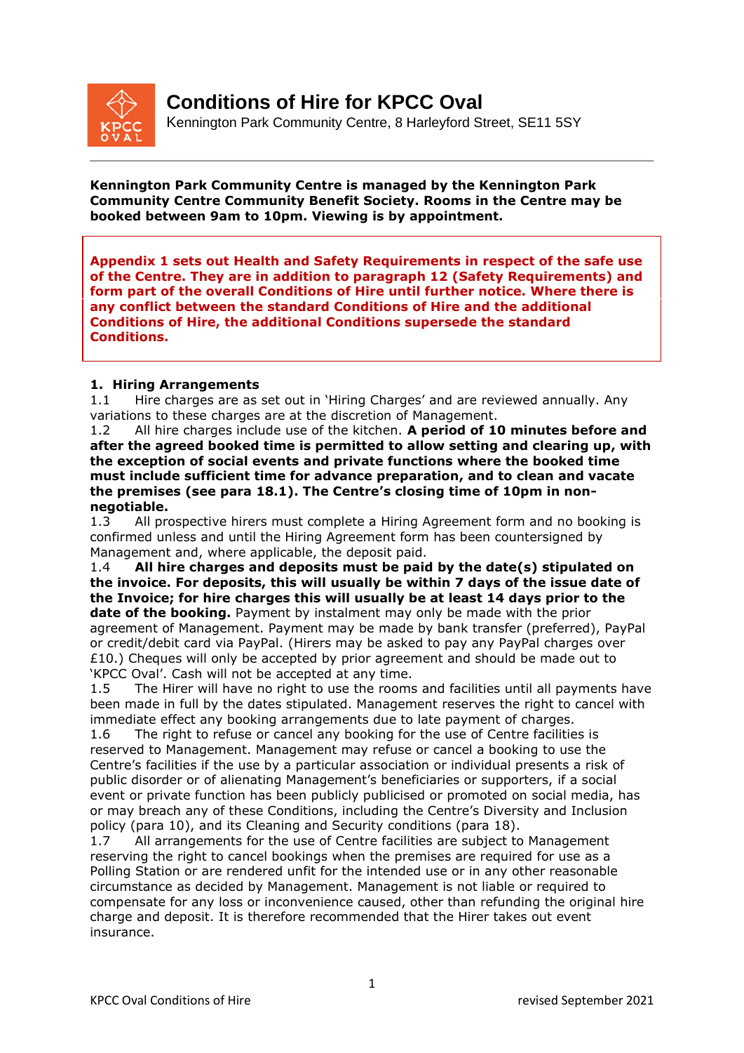# Conditions of Hire for KPCC Oval

Kennington Park Community Centre, 8 Harleyford Street, SE11 5SY

**Kennington Park Community Centre is managed by the Kennington Park Community Centre Community Benefit Society. Rooms in the Centre may be booked between 9am to 10pm. Viewing is by appointment.**

**Appendix 1 sets out Health and Safety Requirements in respect of the safe use of the Centre. They are in addition to paragraph 12 (Safety Requirements) and form part of the overall Conditions of Hire until further notice. Where there is any conflict between the standard Conditions of Hire and the additional Conditions of Hire, the additional Conditions supersede the standard Conditions.**

## 1. Hiring Arrangements

1.1 Hire charges are as set out in 'Hiring Charges' and are reviewed annually. Any variations to these charges are at the discretion of Management.

1.2 All hire charges include use of the kitchen. **A period of 10 minutes before and after the agreed booked time is permitted to allow setting and clearing up, with the exception of social events and private functions where the booked time must include sufficient time for advance preparation, and to clean and vacate the premises (see para 18.1). The Centre's closing time of 10pm in non-negotiable.**

1.3 All prospective hirers must complete a Hiring Agreement form and no booking is confirmed unless and until the Hiring Agreement form has been countersigned by Management and, where applicable, the deposit paid.

1.4 **All hire charges and deposits must be paid by the date(s) stipulated on the invoice. For deposits, this will usually be within 7 days of the issue date of the Invoice; for hire charges this will usually be at least 14 days prior to the date of the booking.** Payment by instalment may only be made with the prior agreement of Management. Payment may be made by bank transfer (preferred), PayPal or credit/debit card via PayPal. (Hirers may be asked to pay any PayPal charges over £10.) Cheques will only be accepted by prior agreement and should be made out to 'KPCC Oval'. Cash will not be accepted at any time.

1.5 The Hirer will have no right to use the rooms and facilities until all payments have been made in full by the dates stipulated. Management reserves the right to cancel with immediate effect any booking arrangements due to late payment of charges.

1.6 The right to refuse or cancel any booking for the use of Centre facilities is reserved to Management. Management may refuse or cancel a booking to use the Centre's facilities if the use by a particular association or individual presents a risk of public disorder or of alienating Management's beneficiaries or supporters, if a social event or private function has been publicly publicised or promoted on social media, has or may breach any of these Conditions, including the Centre's Diversity and Inclusion policy (para 10), and its Cleaning and Security conditions (para 18).

1.7 All arrangements for the use of Centre facilities are subject to Management reserving the right to cancel bookings when the premises are required for use as a Polling Station or are rendered unfit for the intended use or in any other reasonable circumstance as decided by Management. Management is not liable or required to compensate for any loss or inconvenience caused, other than refunding the original hire charge and deposit. It is therefore recommended that the Hirer takes out event insurance.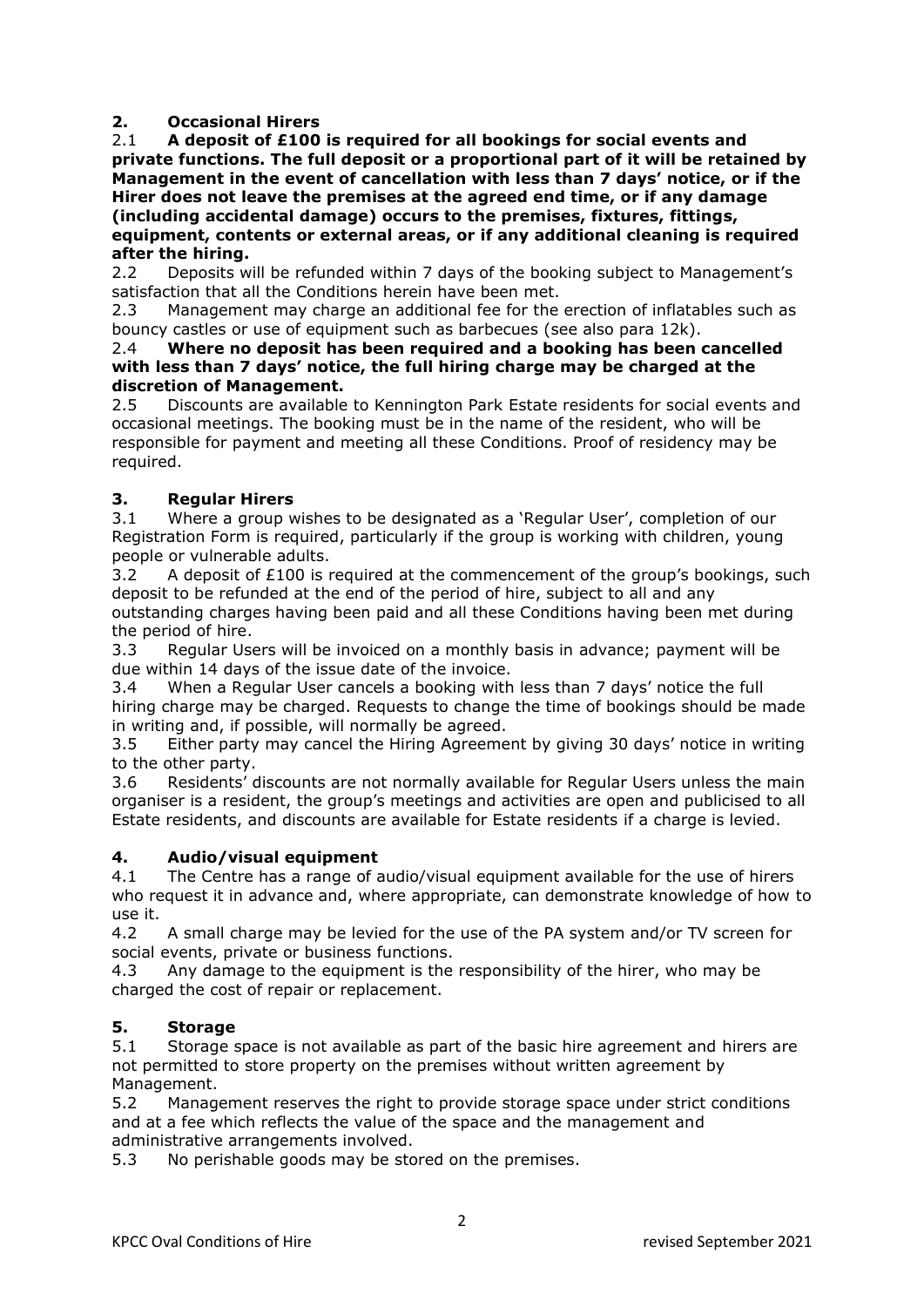## 2. Occasional Hirers

2.1 **A deposit of £100 is required for all bookings for social events and private functions. The full deposit or a proportional part of it will be retained by Management in the event of cancellation with less than 7 days' notice, or if the Hirer does not leave the premises at the agreed end time, or if any damage (including accidental damage) occurs to the premises, fixtures, fittings, equipment, contents or external areas, or if any additional cleaning is required after the hiring.**

2.2 Deposits will be refunded within 7 days of the booking subject to Management's satisfaction that all the Conditions herein have been met.

2.3 Management may charge an additional fee for the erection of inflatables such as bouncy castles or use of equipment such as barbecues (see also para 12k).

2.4 **Where no deposit has been required and a booking has been cancelled with less than 7 days' notice, the full hiring charge may be charged at the discretion of Management.**

2.5 Discounts are available to Kennington Park Estate residents for social events and occasional meetings. The booking must be in the name of the resident, who will be responsible for payment and meeting all these Conditions. Proof of residency may be required.

## 3. Regular Hirers

3.1 Where a group wishes to be designated as a 'Regular User', completion of our Registration Form is required, particularly if the group is working with children, young people or vulnerable adults.

3.2 A deposit of £100 is required at the commencement of the group's bookings, such deposit to be refunded at the end of the period of hire, subject to all and any outstanding charges having been paid and all these Conditions having been met during the period of hire.

3.3 Regular Users will be invoiced on a monthly basis in advance; payment will be due within 14 days of the issue date of the invoice.

3.4 When a Regular User cancels a booking with less than 7 days' notice the full hiring charge may be charged. Requests to change the time of bookings should be made in writing and, if possible, will normally be agreed.

3.5 Either party may cancel the Hiring Agreement by giving 30 days' notice in writing to the other party.

3.6 Residents' discounts are not normally available for Regular Users unless the main organiser is a resident, the group's meetings and activities are open and publicised to all Estate residents, and discounts are available for Estate residents if a charge is levied.

## 4. Audio/visual equipment

4.1 The Centre has a range of audio/visual equipment available for the use of hirers who request it in advance and, where appropriate, can demonstrate knowledge of how to use it.

4.2 A small charge may be levied for the use of the PA system and/or TV screen for social events, private or business functions.

4.3 Any damage to the equipment is the responsibility of the hirer, who may be charged the cost of repair or replacement.

## 5. Storage

5.1 Storage space is not available as part of the basic hire agreement and hirers are not permitted to store property on the premises without written agreement by Management.

5.2 Management reserves the right to provide storage space under strict conditions and at a fee which reflects the value of the space and the management and administrative arrangements involved.

5.3 No perishable goods may be stored on the premises.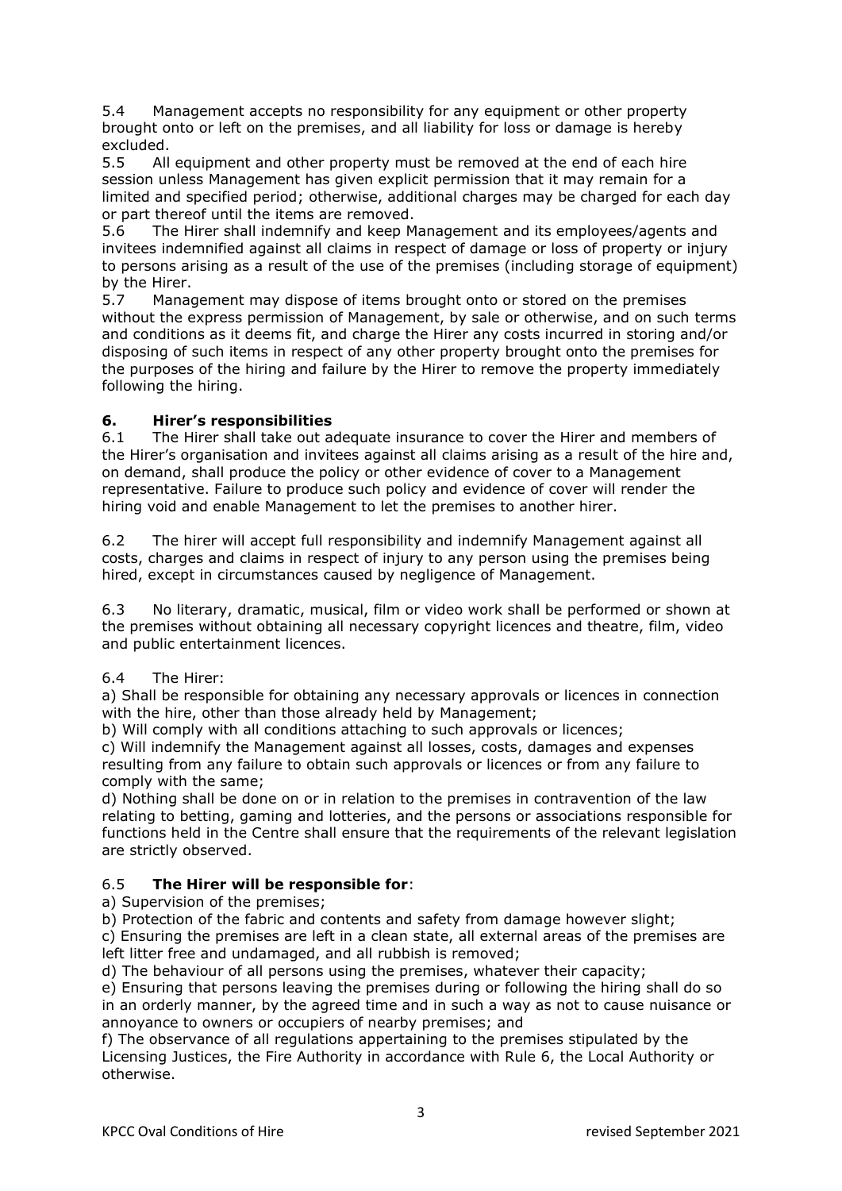5.4 Management accepts no responsibility for any equipment or other property brought onto or left on the premises, and all liability for loss or damage is hereby excluded.

5.5 All equipment and other property must be removed at the end of each hire session unless Management has given explicit permission that it may remain for a limited and specified period; otherwise, additional charges may be charged for each day or part thereof until the items are removed.

5.6 The Hirer shall indemnify and keep Management and its employees/agents and invitees indemnified against all claims in respect of damage or loss of property or injury to persons arising as a result of the use of the premises (including storage of equipment) by the Hirer.

5.7 Management may dispose of items brought onto or stored on the premises without the express permission of Management, by sale or otherwise, and on such terms and conditions as it deems fit, and charge the Hirer any costs incurred in storing and/or disposing of such items in respect of any other property brought onto the premises for the purposes of the hiring and failure by the Hirer to remove the property immediately following the hiring.

## 6. Hirer's responsibilities

6.1 The Hirer shall take out adequate insurance to cover the Hirer and members of the Hirer's organisation and invitees against all claims arising as a result of the hire and, on demand, shall produce the policy or other evidence of cover to a Management representative. Failure to produce such policy and evidence of cover will render the hiring void and enable Management to let the premises to another hirer.

6.2 The hirer will accept full responsibility and indemnify Management against all costs, charges and claims in respect of injury to any person using the premises being hired, except in circumstances caused by negligence of Management.

6.3 No literary, dramatic, musical, film or video work shall be performed or shown at the premises without obtaining all necessary copyright licences and theatre, film, video and public entertainment licences.

6.4 The Hirer:

a) Shall be responsible for obtaining any necessary approvals or licences in connection with the hire, other than those already held by Management;

b) Will comply with all conditions attaching to such approvals or licences;

c) Will indemnify the Management against all losses, costs, damages and expenses resulting from any failure to obtain such approvals or licences or from any failure to comply with the same;

d) Nothing shall be done on or in relation to the premises in contravention of the law relating to betting, gaming and lotteries, and the persons or associations responsible for functions held in the Centre shall ensure that the requirements of the relevant legislation are strictly observed.

6.5 **The Hirer will be responsible for**:

a) Supervision of the premises;

b) Protection of the fabric and contents and safety from damage however slight;

c) Ensuring the premises are left in a clean state, all external areas of the premises are left litter free and undamaged, and all rubbish is removed;

d) The behaviour of all persons using the premises, whatever their capacity;

e) Ensuring that persons leaving the premises during or following the hiring shall do so in an orderly manner, by the agreed time and in such a way as not to cause nuisance or annoyance to owners or occupiers of nearby premises; and

f) The observance of all regulations appertaining to the premises stipulated by the Licensing Justices, the Fire Authority in accordance with Rule 6, the Local Authority or otherwise.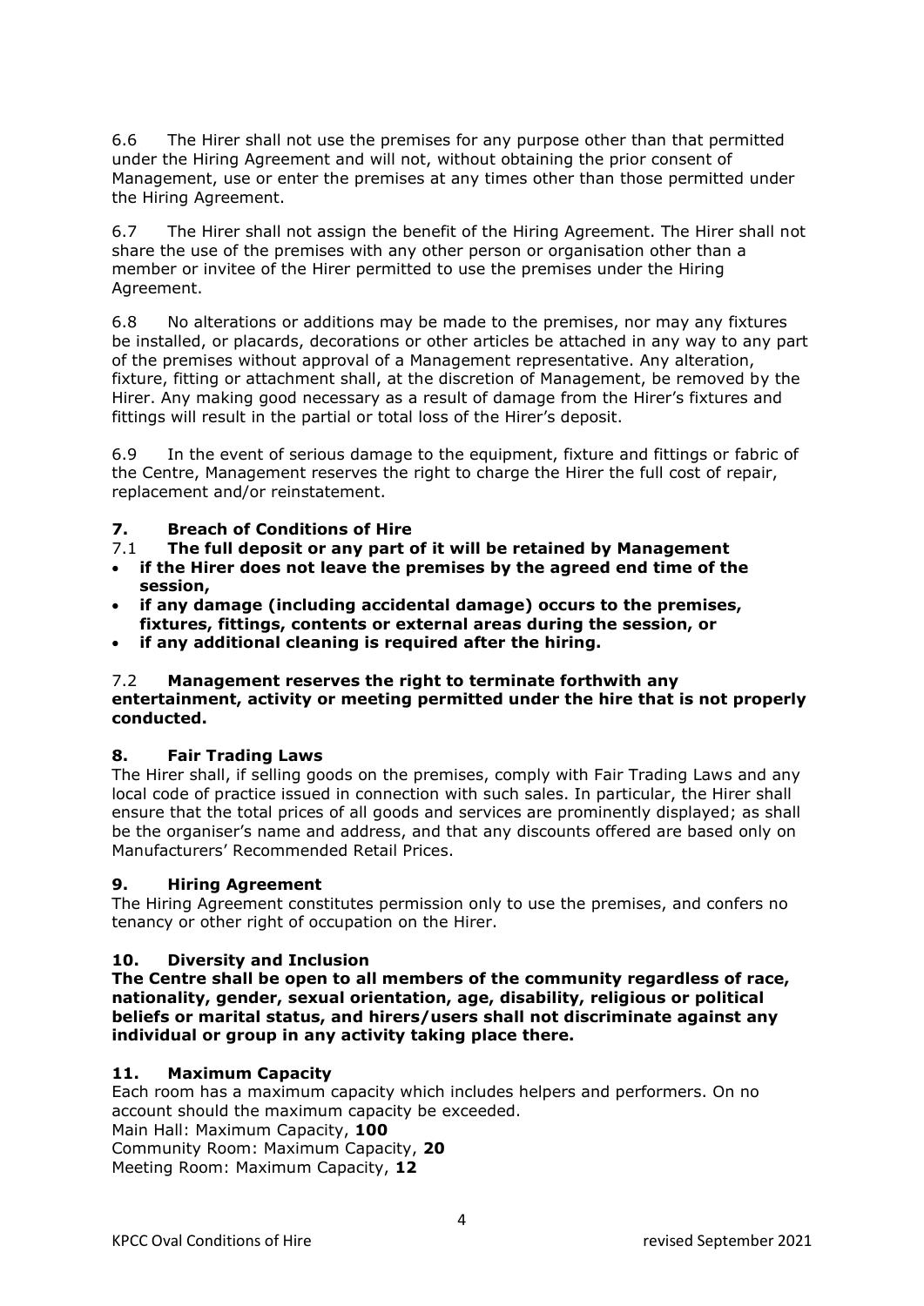6.6 The Hirer shall not use the premises for any purpose other than that permitted under the Hiring Agreement and will not, without obtaining the prior consent of Management, use or enter the premises at any times other than those permitted under the Hiring Agreement.

6.7 The Hirer shall not assign the benefit of the Hiring Agreement. The Hirer shall not share the use of the premises with any other person or organisation other than a member or invitee of the Hirer permitted to use the premises under the Hiring Agreement.

6.8 No alterations or additions may be made to the premises, nor may any fixtures be installed, or placards, decorations or other articles be attached in any way to any part of the premises without approval of a Management representative. Any alteration, fixture, fitting or attachment shall, at the discretion of Management, be removed by the Hirer. Any making good necessary as a result of damage from the Hirer's fixtures and fittings will result in the partial or total loss of the Hirer's deposit.

6.9 In the event of serious damage to the equipment, fixture and fittings or fabric of the Centre, Management reserves the right to charge the Hirer the full cost of repair, replacement and/or reinstatement.

## 7. Breach of Conditions of Hire

7.1 **The full deposit or any part of it will be retained by Management**

- **if the Hirer does not leave the premises by the agreed end time of the session,**
- **if any damage (including accidental damage) occurs to the premises, fixtures, fittings, contents or external areas during the session, or**
- **if any additional cleaning is required after the hiring.**

7.2 **Management reserves the right to terminate forthwith any entertainment, activity or meeting permitted under the hire that is not properly conducted.**

## 8. Fair Trading Laws

The Hirer shall, if selling goods on the premises, comply with Fair Trading Laws and any local code of practice issued in connection with such sales. In particular, the Hirer shall ensure that the total prices of all goods and services are prominently displayed; as shall be the organiser's name and address, and that any discounts offered are based only on Manufacturers' Recommended Retail Prices.

## 9. Hiring Agreement

The Hiring Agreement constitutes permission only to use the premises, and confers no tenancy or other right of occupation on the Hirer.

## 10. Diversity and Inclusion

**The Centre shall be open to all members of the community regardless of race, nationality, gender, sexual orientation, age, disability, religious or political beliefs or marital status, and hirers/users shall not discriminate against any individual or group in any activity taking place there.**

## 11. Maximum Capacity

Each room has a maximum capacity which includes helpers and performers. On no account should the maximum capacity be exceeded.
Main Hall: Maximum Capacity, **100**
Community Room: Maximum Capacity, **20**
Meeting Room: Maximum Capacity, **12**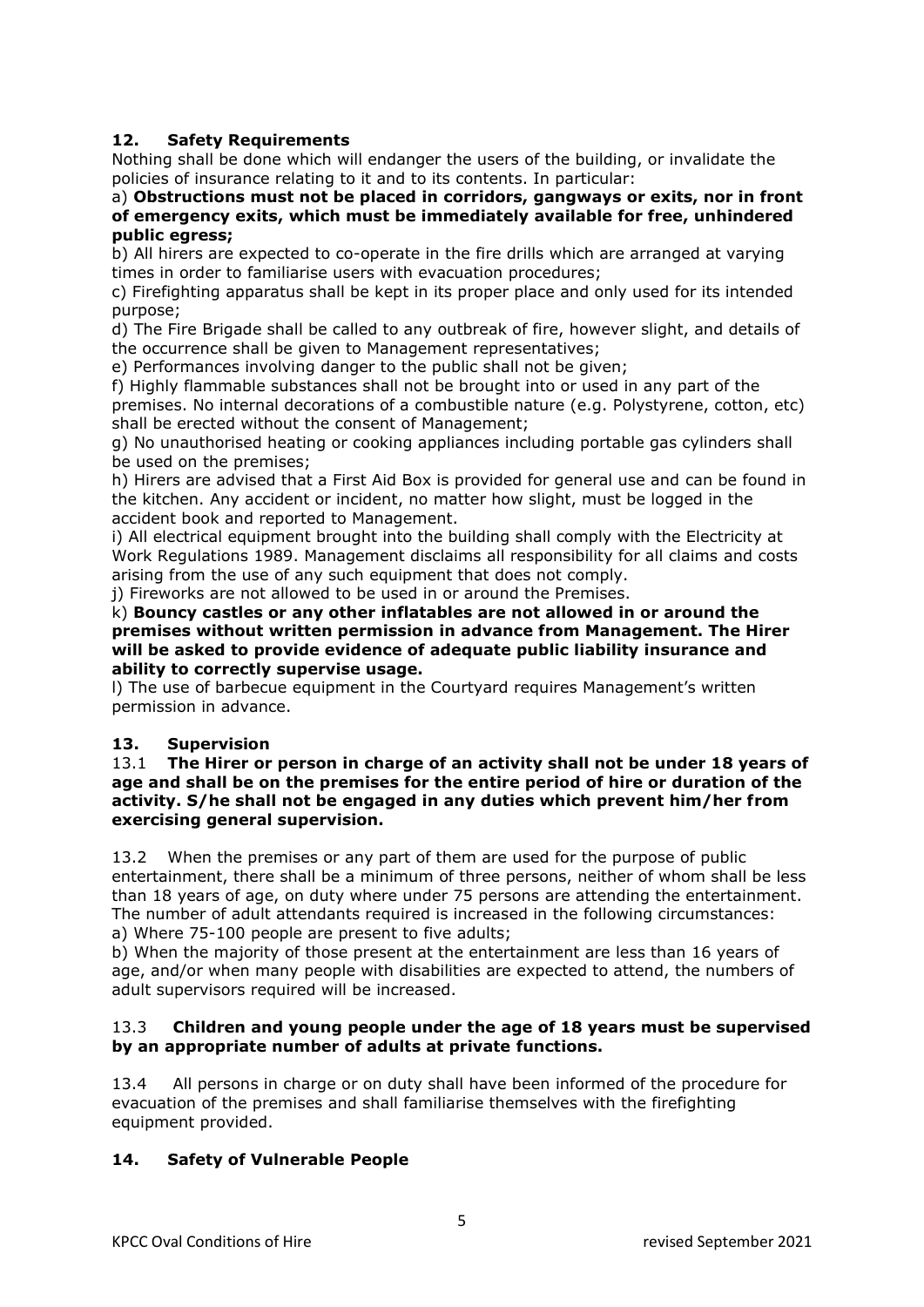## 12. Safety Requirements

Nothing shall be done which will endanger the users of the building, or invalidate the policies of insurance relating to it and to its contents. In particular:

a) **Obstructions must not be placed in corridors, gangways or exits, nor in front of emergency exits, which must be immediately available for free, unhindered public egress;**

b) All hirers are expected to co-operate in the fire drills which are arranged at varying times in order to familiarise users with evacuation procedures;

c) Firefighting apparatus shall be kept in its proper place and only used for its intended purpose;

d) The Fire Brigade shall be called to any outbreak of fire, however slight, and details of the occurrence shall be given to Management representatives;

e) Performances involving danger to the public shall not be given;

f) Highly flammable substances shall not be brought into or used in any part of the premises. No internal decorations of a combustible nature (e.g. Polystyrene, cotton, etc) shall be erected without the consent of Management;

g) No unauthorised heating or cooking appliances including portable gas cylinders shall be used on the premises;

h) Hirers are advised that a First Aid Box is provided for general use and can be found in the kitchen. Any accident or incident, no matter how slight, must be logged in the accident book and reported to Management.

i) All electrical equipment brought into the building shall comply with the Electricity at Work Regulations 1989. Management disclaims all responsibility for all claims and costs arising from the use of any such equipment that does not comply.

j) Fireworks are not allowed to be used in or around the Premises.

k) **Bouncy castles or any other inflatables are not allowed in or around the premises without written permission in advance from Management. The Hirer will be asked to provide evidence of adequate public liability insurance and ability to correctly supervise usage.**

l) The use of barbecue equipment in the Courtyard requires Management's written permission in advance.

## 13. Supervision

13.1 **The Hirer or person in charge of an activity shall not be under 18 years of age and shall be on the premises for the entire period of hire or duration of the activity. S/he shall not be engaged in any duties which prevent him/her from exercising general supervision.**

13.2 When the premises or any part of them are used for the purpose of public entertainment, there shall be a minimum of three persons, neither of whom shall be less than 18 years of age, on duty where under 75 persons are attending the entertainment. The number of adult attendants required is increased in the following circumstances:

a) Where 75-100 people are present to five adults;

b) When the majority of those present at the entertainment are less than 16 years of age, and/or when many people with disabilities are expected to attend, the numbers of adult supervisors required will be increased.

13.3 **Children and young people under the age of 18 years must be supervised by an appropriate number of adults at private functions.**

13.4 All persons in charge or on duty shall have been informed of the procedure for evacuation of the premises and shall familiarise themselves with the firefighting equipment provided.

## 14. Safety of Vulnerable People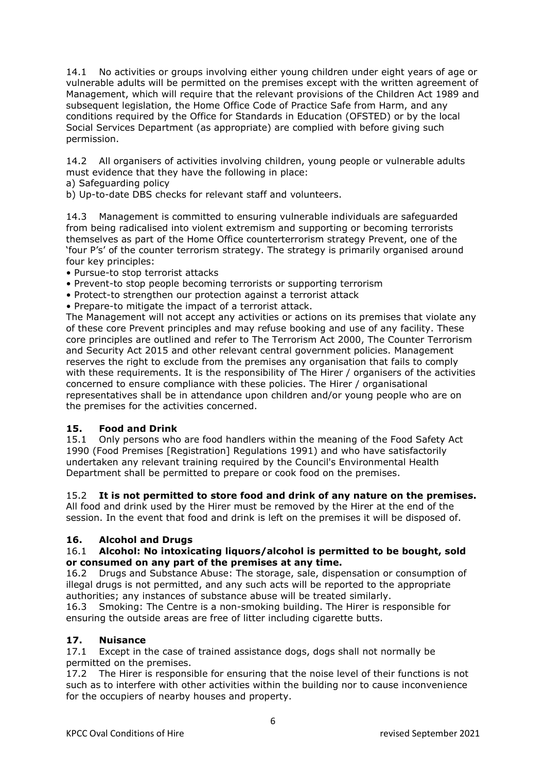14.1 No activities or groups involving either young children under eight years of age or vulnerable adults will be permitted on the premises except with the written agreement of Management, which will require that the relevant provisions of the Children Act 1989 and subsequent legislation, the Home Office Code of Practice Safe from Harm, and any conditions required by the Office for Standards in Education (OFSTED) or by the local Social Services Department (as appropriate) are complied with before giving such permission.

14.2 All organisers of activities involving children, young people or vulnerable adults must evidence that they have the following in place:
a) Safeguarding policy
b) Up-to-date DBS checks for relevant staff and volunteers.

14.3 Management is committed to ensuring vulnerable individuals are safeguarded from being radicalised into violent extremism and supporting or becoming terrorists themselves as part of the Home Office counterterrorism strategy Prevent, one of the 'four P's' of the counter terrorism strategy. The strategy is primarily organised around four key principles:

- Pursue-to stop terrorist attacks
- Prevent-to stop people becoming terrorists or supporting terrorism
- Protect-to strengthen our protection against a terrorist attack
- Prepare-to mitigate the impact of a terrorist attack.

The Management will not accept any activities or actions on its premises that violate any of these core Prevent principles and may refuse booking and use of any facility. These core principles are outlined and refer to The Terrorism Act 2000, The Counter Terrorism and Security Act 2015 and other relevant central government policies. Management reserves the right to exclude from the premises any organisation that fails to comply with these requirements. It is the responsibility of The Hirer / organisers of the activities concerned to ensure compliance with these policies. The Hirer / organisational representatives shall be in attendance upon children and/or young people who are on the premises for the activities concerned.

## 15. Food and Drink

15.1 Only persons who are food handlers within the meaning of the Food Safety Act 1990 (Food Premises [Registration] Regulations 1991) and who have satisfactorily undertaken any relevant training required by the Council's Environmental Health Department shall be permitted to prepare or cook food on the premises.

15.2 **It is not permitted to store food and drink of any nature on the premises.** All food and drink used by the Hirer must be removed by the Hirer at the end of the session. In the event that food and drink is left on the premises it will be disposed of.

## 16. Alcohol and Drugs

16.1 **Alcohol: No intoxicating liquors/alcohol is permitted to be bought, sold or consumed on any part of the premises at any time.**

16.2 Drugs and Substance Abuse: The storage, sale, dispensation or consumption of illegal drugs is not permitted, and any such acts will be reported to the appropriate authorities; any instances of substance abuse will be treated similarly.

16.3 Smoking: The Centre is a non-smoking building. The Hirer is responsible for ensuring the outside areas are free of litter including cigarette butts.

## 17. Nuisance

17.1 Except in the case of trained assistance dogs, dogs shall not normally be permitted on the premises.

17.2 The Hirer is responsible for ensuring that the noise level of their functions is not such as to interfere with other activities within the building nor to cause inconvenience for the occupiers of nearby houses and property.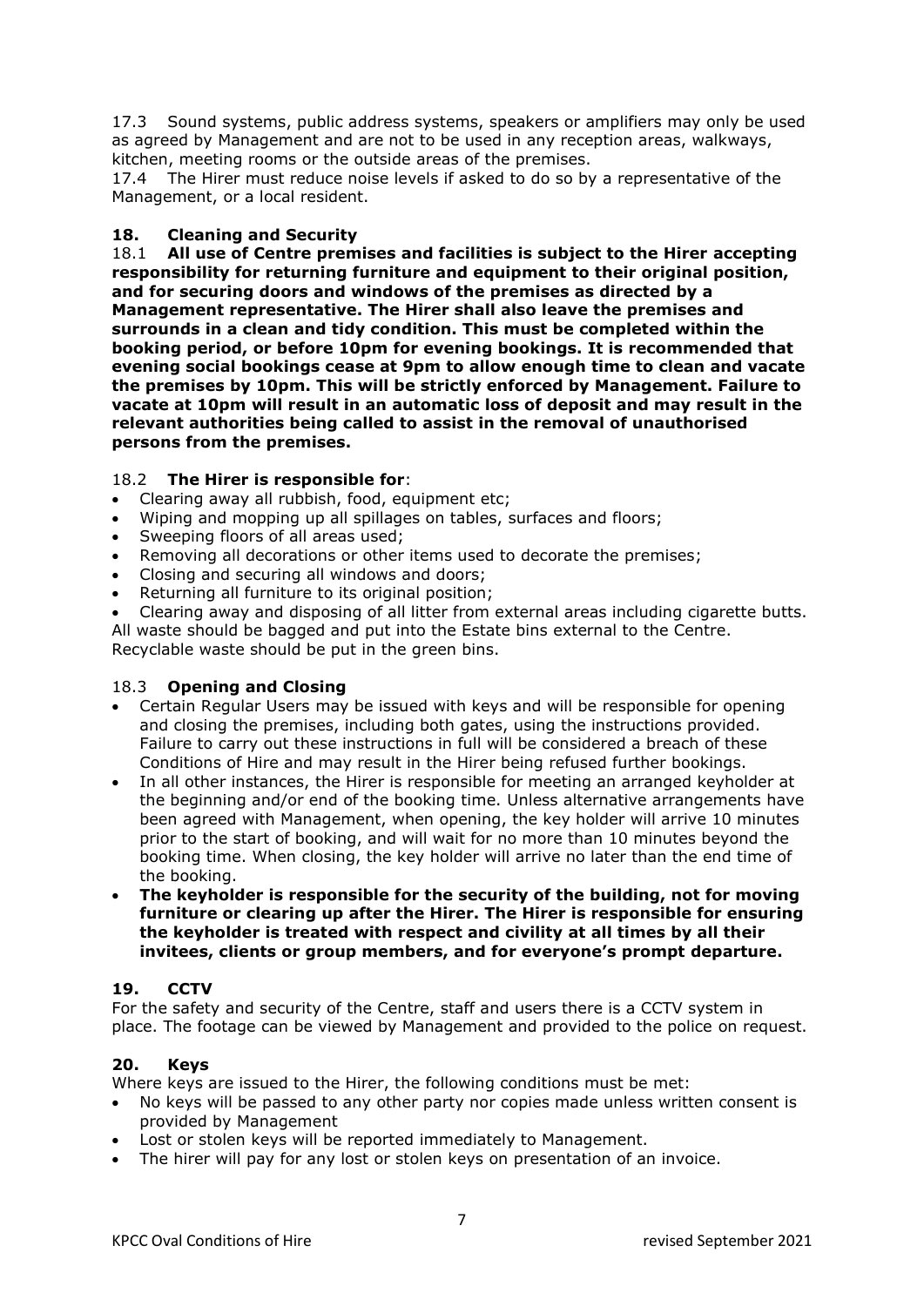17.3 Sound systems, public address systems, speakers or amplifiers may only be used as agreed by Management and are not to be used in any reception areas, walkways, kitchen, meeting rooms or the outside areas of the premises.

17.4 The Hirer must reduce noise levels if asked to do so by a representative of the Management, or a local resident.

## 18. Cleaning and Security

18.1 **All use of Centre premises and facilities is subject to the Hirer accepting responsibility for returning furniture and equipment to their original position, and for securing doors and windows of the premises as directed by a Management representative. The Hirer shall also leave the premises and surrounds in a clean and tidy condition. This must be completed within the booking period, or before 10pm for evening bookings. It is recommended that evening social bookings cease at 9pm to allow enough time to clean and vacate the premises by 10pm. This will be strictly enforced by Management. Failure to vacate at 10pm will result in an automatic loss of deposit and may result in the relevant authorities being called to assist in the removal of unauthorised persons from the premises.**

18.2 **The Hirer is responsible for**:

- Clearing away all rubbish, food, equipment etc;
- Wiping and mopping up all spillages on tables, surfaces and floors;
- Sweeping floors of all areas used;
- Removing all decorations or other items used to decorate the premises;
- Closing and securing all windows and doors;
- Returning all furniture to its original position;
- Clearing away and disposing of all litter from external areas including cigarette butts.

All waste should be bagged and put into the Estate bins external to the Centre. Recyclable waste should be put in the green bins.

18.3 **Opening and Closing**

- Certain Regular Users may be issued with keys and will be responsible for opening and closing the premises, including both gates, using the instructions provided. Failure to carry out these instructions in full will be considered a breach of these Conditions of Hire and may result in the Hirer being refused further bookings.
- In all other instances, the Hirer is responsible for meeting an arranged keyholder at the beginning and/or end of the booking time. Unless alternative arrangements have been agreed with Management, when opening, the key holder will arrive 10 minutes prior to the start of booking, and will wait for no more than 10 minutes beyond the booking time. When closing, the key holder will arrive no later than the end time of the booking.
- **The keyholder is responsible for the security of the building, not for moving furniture or clearing up after the Hirer. The Hirer is responsible for ensuring the keyholder is treated with respect and civility at all times by all their invitees, clients or group members, and for everyone's prompt departure.**

## 19. CCTV

For the safety and security of the Centre, staff and users there is a CCTV system in place. The footage can be viewed by Management and provided to the police on request.

## 20. Keys

Where keys are issued to the Hirer, the following conditions must be met:

- No keys will be passed to any other party nor copies made unless written consent is provided by Management
- Lost or stolen keys will be reported immediately to Management.
- The hirer will pay for any lost or stolen keys on presentation of an invoice.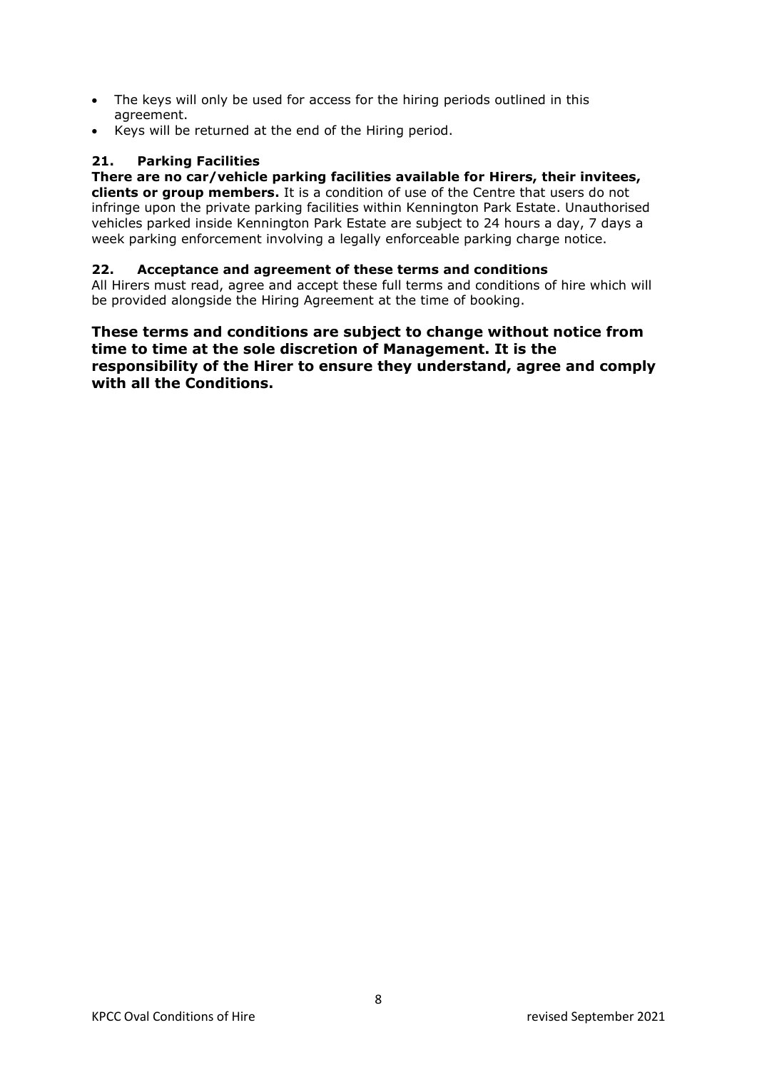- The keys will only be used for access for the hiring periods outlined in this agreement.
- Keys will be returned at the end of the Hiring period.

### 21. Parking Facilities

**There are no car/vehicle parking facilities available for Hirers, their invitees, clients or group members.** It is a condition of use of the Centre that users do not infringe upon the private parking facilities within Kennington Park Estate. Unauthorised vehicles parked inside Kennington Park Estate are subject to 24 hours a day, 7 days a week parking enforcement involving a legally enforceable parking charge notice.

### 22. Acceptance and agreement of these terms and conditions

All Hirers must read, agree and accept these full terms and conditions of hire which will be provided alongside the Hiring Agreement at the time of booking.

**These terms and conditions are subject to change without notice from time to time at the sole discretion of Management. It is the responsibility of the Hirer to ensure they understand, agree and comply with all the Conditions.**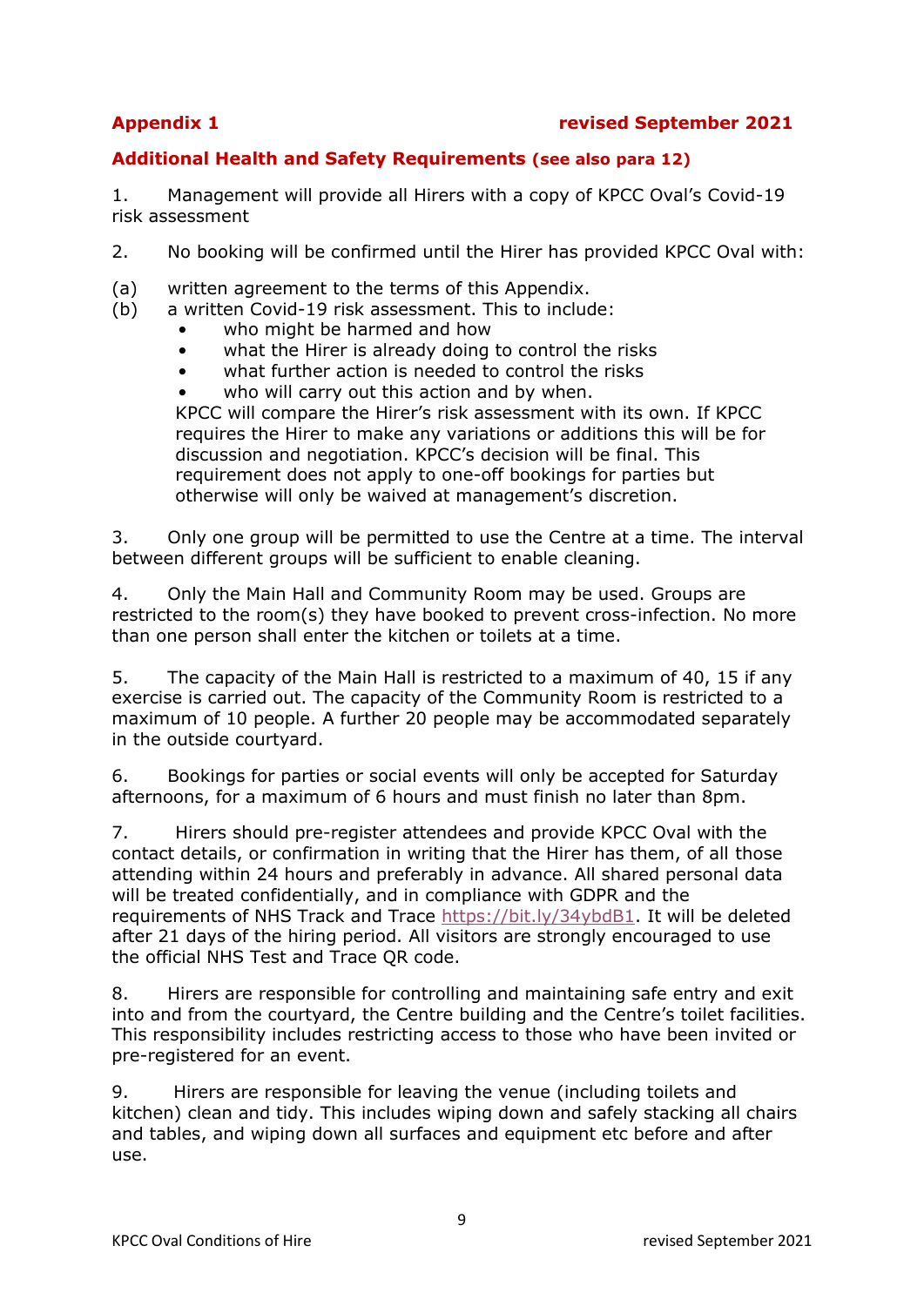**Appendix 1** **revised September 2021**

## Additional Health and Safety Requirements (see also para 12)

1. Management will provide all Hirers with a copy of KPCC Oval's Covid-19 risk assessment

2. No booking will be confirmed until the Hirer has provided KPCC Oval with:

(a) written agreement to the terms of this Appendix.
(b) a written Covid-19 risk assessment. This to include:
  - who might be harmed and how
  - what the Hirer is already doing to control the risks
  - what further action is needed to control the risks
  - who will carry out this action and by when.

  KPCC will compare the Hirer's risk assessment with its own. If KPCC requires the Hirer to make any variations or additions this will be for discussion and negotiation. KPCC's decision will be final. This requirement does not apply to one-off bookings for parties but otherwise will only be waived at management's discretion.

3. Only one group will be permitted to use the Centre at a time. The interval between different groups will be sufficient to enable cleaning.

4. Only the Main Hall and Community Room may be used. Groups are restricted to the room(s) they have booked to prevent cross-infection. No more than one person shall enter the kitchen or toilets at a time.

5. The capacity of the Main Hall is restricted to a maximum of 40, 15 if any exercise is carried out. The capacity of the Community Room is restricted to a maximum of 10 people. A further 20 people may be accommodated separately in the outside courtyard.

6. Bookings for parties or social events will only be accepted for Saturday afternoons, for a maximum of 6 hours and must finish no later than 8pm.

7. Hirers should pre-register attendees and provide KPCC Oval with the contact details, or confirmation in writing that the Hirer has them, of all those attending within 24 hours and preferably in advance. All shared personal data will be treated confidentially, and in compliance with GDPR and the requirements of NHS Track and Trace https://bit.ly/34ybdB1. It will be deleted after 21 days of the hiring period. All visitors are strongly encouraged to use the official NHS Test and Trace QR code.

8. Hirers are responsible for controlling and maintaining safe entry and exit into and from the courtyard, the Centre building and the Centre's toilet facilities. This responsibility includes restricting access to those who have been invited or pre-registered for an event.

9. Hirers are responsible for leaving the venue (including toilets and kitchen) clean and tidy. This includes wiping down and safely stacking all chairs and tables, and wiping down all surfaces and equipment etc before and after use.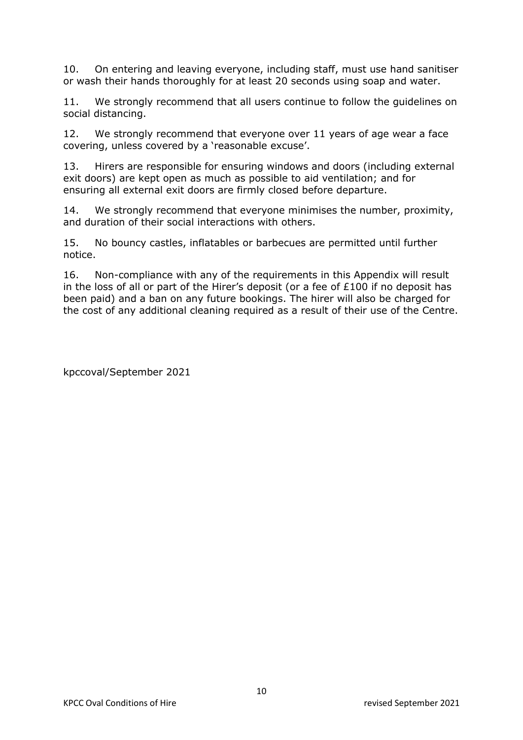10. On entering and leaving everyone, including staff, must use hand sanitiser or wash their hands thoroughly for at least 20 seconds using soap and water.

11. We strongly recommend that all users continue to follow the guidelines on social distancing.

12. We strongly recommend that everyone over 11 years of age wear a face covering, unless covered by a 'reasonable excuse'.

13. Hirers are responsible for ensuring windows and doors (including external exit doors) are kept open as much as possible to aid ventilation; and for ensuring all external exit doors are firmly closed before departure.

14. We strongly recommend that everyone minimises the number, proximity, and duration of their social interactions with others.

15. No bouncy castles, inflatables or barbecues are permitted until further notice.

16. Non-compliance with any of the requirements in this Appendix will result in the loss of all or part of the Hirer's deposit (or a fee of £100 if no deposit has been paid) and a ban on any future bookings. The hirer will also be charged for the cost of any additional cleaning required as a result of their use of the Centre.

kpccoval/September 2021